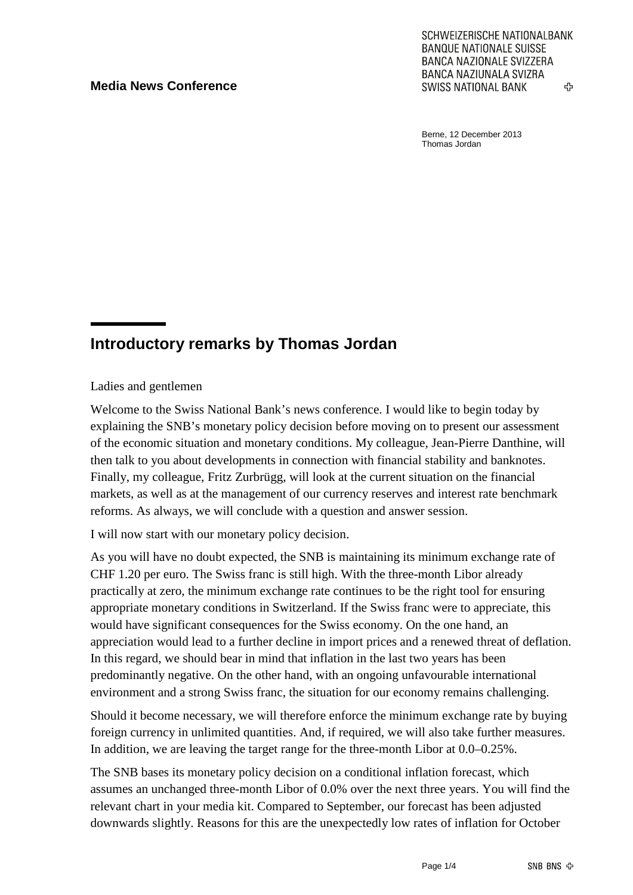**Media News Conference**

SCHWEIZERISCHE NATIONALBANK
BANQUE NATIONALE SUISSE
BANCA NAZIONALE SVIZZERA
BANCA NAZIUNALA SVIZRA
SWISS NATIONAL BANK

Berne, 12 December 2013
Thomas Jordan

# Introductory remarks by Thomas Jordan

Ladies and gentlemen

Welcome to the Swiss National Bank's news conference. I would like to begin today by explaining the SNB's monetary policy decision before moving on to present our assessment of the economic situation and monetary conditions. My colleague, Jean-Pierre Danthine, will then talk to you about developments in connection with financial stability and banknotes. Finally, my colleague, Fritz Zurbrügg, will look at the current situation on the financial markets, as well as at the management of our currency reserves and interest rate benchmark reforms. As always, we will conclude with a question and answer session.

I will now start with our monetary policy decision.

As you will have no doubt expected, the SNB is maintaining its minimum exchange rate of CHF 1.20 per euro. The Swiss franc is still high. With the three-month Libor already practically at zero, the minimum exchange rate continues to be the right tool for ensuring appropriate monetary conditions in Switzerland. If the Swiss franc were to appreciate, this would have significant consequences for the Swiss economy. On the one hand, an appreciation would lead to a further decline in import prices and a renewed threat of deflation. In this regard, we should bear in mind that inflation in the last two years has been predominantly negative. On the other hand, with an ongoing unfavourable international environment and a strong Swiss franc, the situation for our economy remains challenging.

Should it become necessary, we will therefore enforce the minimum exchange rate by buying foreign currency in unlimited quantities. And, if required, we will also take further measures. In addition, we are leaving the target range for the three-month Libor at 0.0–0.25%.

The SNB bases its monetary policy decision on a conditional inflation forecast, which assumes an unchanged three-month Libor of 0.0% over the next three years. You will find the relevant chart in your media kit. Compared to September, our forecast has been adjusted downwards slightly. Reasons for this are the unexpectedly low rates of inflation for October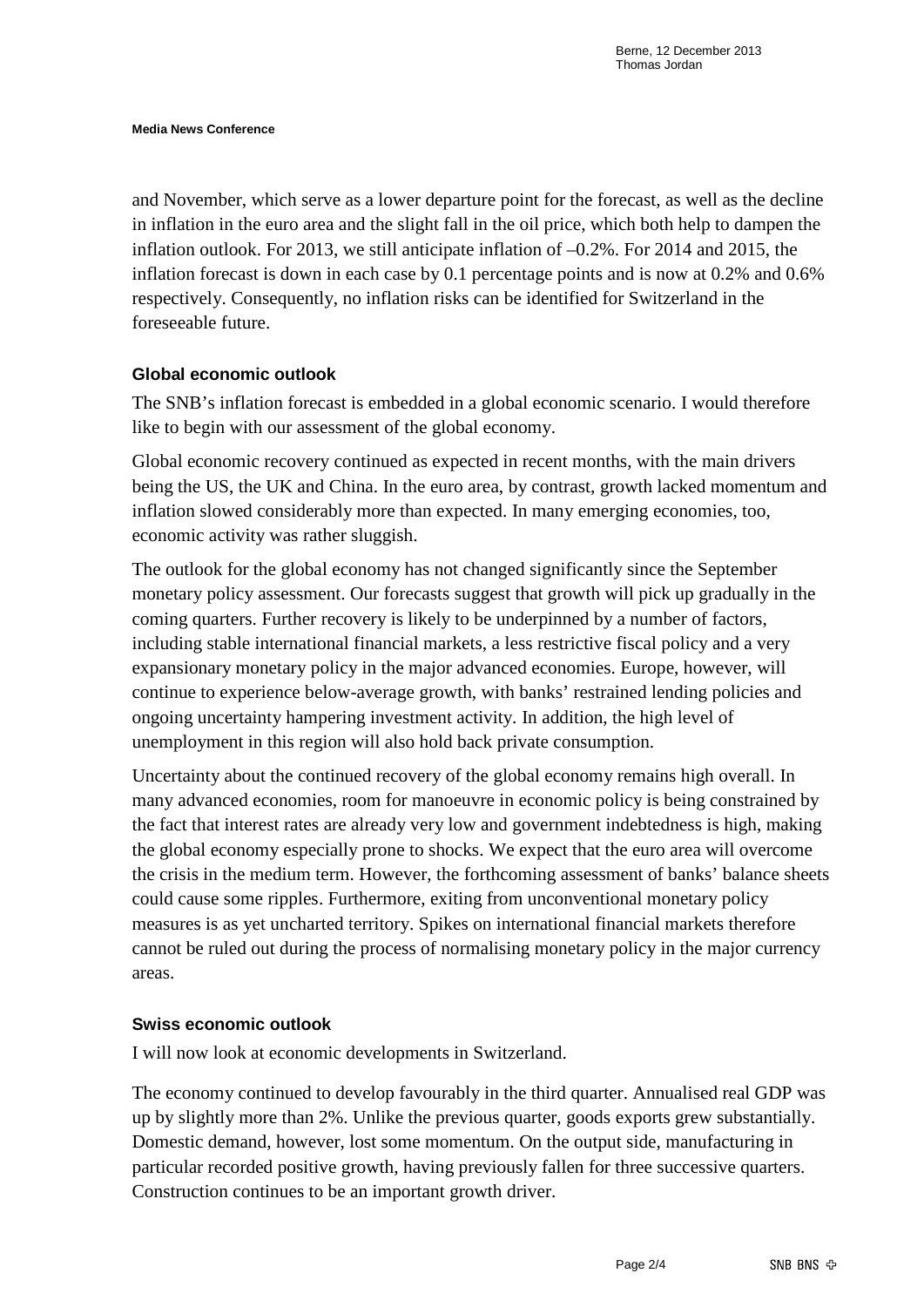and November, which serve as a lower departure point for the forecast, as well as the decline in inflation in the euro area and the slight fall in the oil price, which both help to dampen the inflation outlook. For 2013, we still anticipate inflation of –0.2%. For 2014 and 2015, the inflation forecast is down in each case by 0.1 percentage points and is now at 0.2% and 0.6% respectively. Consequently, no inflation risks can be identified for Switzerland in the foreseeable future.

### Global economic outlook

The SNB's inflation forecast is embedded in a global economic scenario. I would therefore like to begin with our assessment of the global economy.

Global economic recovery continued as expected in recent months, with the main drivers being the US, the UK and China. In the euro area, by contrast, growth lacked momentum and inflation slowed considerably more than expected. In many emerging economies, too, economic activity was rather sluggish.

The outlook for the global economy has not changed significantly since the September monetary policy assessment. Our forecasts suggest that growth will pick up gradually in the coming quarters. Further recovery is likely to be underpinned by a number of factors, including stable international financial markets, a less restrictive fiscal policy and a very expansionary monetary policy in the major advanced economies. Europe, however, will continue to experience below-average growth, with banks' restrained lending policies and ongoing uncertainty hampering investment activity. In addition, the high level of unemployment in this region will also hold back private consumption.

Uncertainty about the continued recovery of the global economy remains high overall. In many advanced economies, room for manoeuvre in economic policy is being constrained by the fact that interest rates are already very low and government indebtedness is high, making the global economy especially prone to shocks. We expect that the euro area will overcome the crisis in the medium term. However, the forthcoming assessment of banks' balance sheets could cause some ripples. Furthermore, exiting from unconventional monetary policy measures is as yet uncharted territory. Spikes on international financial markets therefore cannot be ruled out during the process of normalising monetary policy in the major currency areas.

### Swiss economic outlook

I will now look at economic developments in Switzerland.

The economy continued to develop favourably in the third quarter. Annualised real GDP was up by slightly more than 2%. Unlike the previous quarter, goods exports grew substantially. Domestic demand, however, lost some momentum. On the output side, manufacturing in particular recorded positive growth, having previously fallen for three successive quarters. Construction continues to be an important growth driver.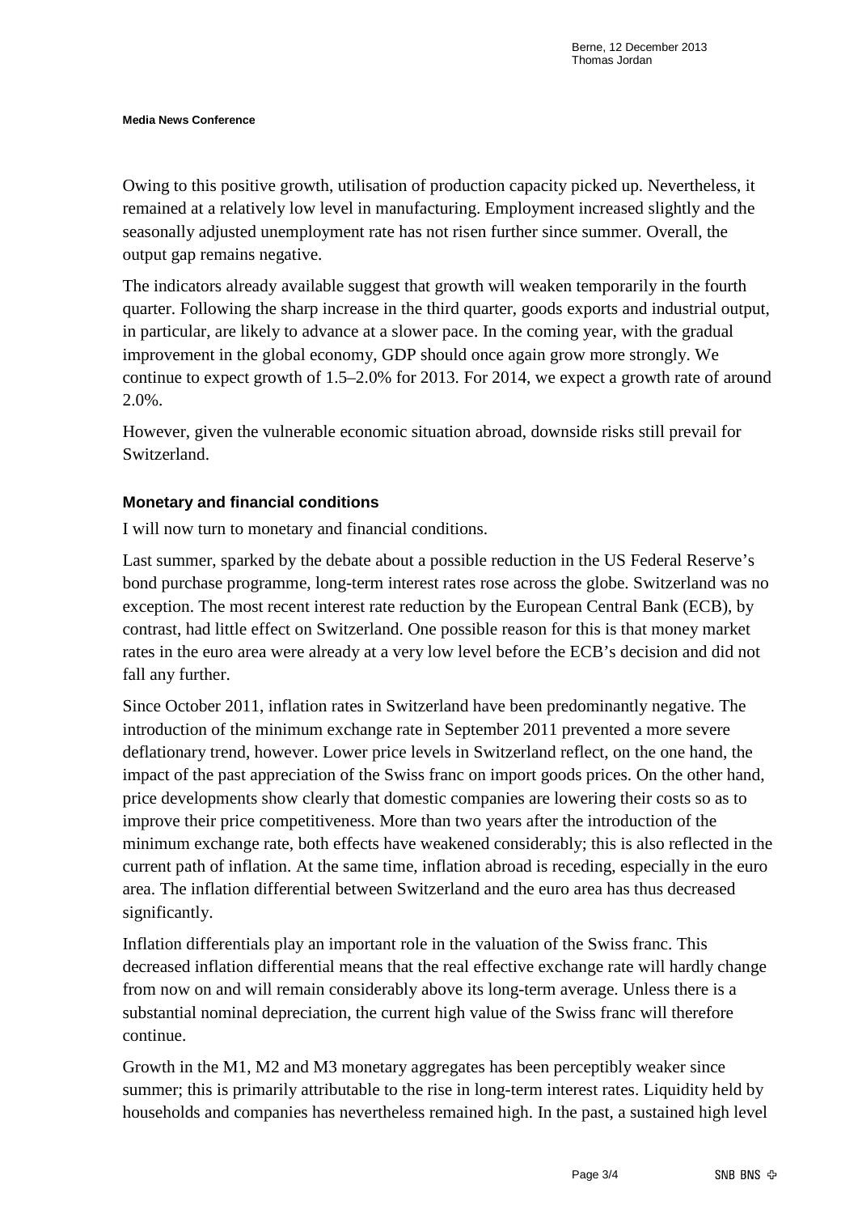Owing to this positive growth, utilisation of production capacity picked up. Nevertheless, it remained at a relatively low level in manufacturing. Employment increased slightly and the seasonally adjusted unemployment rate has not risen further since summer. Overall, the output gap remains negative.

The indicators already available suggest that growth will weaken temporarily in the fourth quarter. Following the sharp increase in the third quarter, goods exports and industrial output, in particular, are likely to advance at a slower pace. In the coming year, with the gradual improvement in the global economy, GDP should once again grow more strongly. We continue to expect growth of 1.5–2.0% for 2013. For 2014, we expect a growth rate of around 2.0%.

However, given the vulnerable economic situation abroad, downside risks still prevail for Switzerland.

## Monetary and financial conditions

I will now turn to monetary and financial conditions.

Last summer, sparked by the debate about a possible reduction in the US Federal Reserve's bond purchase programme, long-term interest rates rose across the globe. Switzerland was no exception. The most recent interest rate reduction by the European Central Bank (ECB), by contrast, had little effect on Switzerland. One possible reason for this is that money market rates in the euro area were already at a very low level before the ECB's decision and did not fall any further.

Since October 2011, inflation rates in Switzerland have been predominantly negative. The introduction of the minimum exchange rate in September 2011 prevented a more severe deflationary trend, however. Lower price levels in Switzerland reflect, on the one hand, the impact of the past appreciation of the Swiss franc on import goods prices. On the other hand, price developments show clearly that domestic companies are lowering their costs so as to improve their price competitiveness. More than two years after the introduction of the minimum exchange rate, both effects have weakened considerably; this is also reflected in the current path of inflation. At the same time, inflation abroad is receding, especially in the euro area. The inflation differential between Switzerland and the euro area has thus decreased significantly.

Inflation differentials play an important role in the valuation of the Swiss franc. This decreased inflation differential means that the real effective exchange rate will hardly change from now on and will remain considerably above its long-term average. Unless there is a substantial nominal depreciation, the current high value of the Swiss franc will therefore continue.

Growth in the M1, M2 and M3 monetary aggregates has been perceptibly weaker since summer; this is primarily attributable to the rise in long-term interest rates. Liquidity held by households and companies has nevertheless remained high. In the past, a sustained high level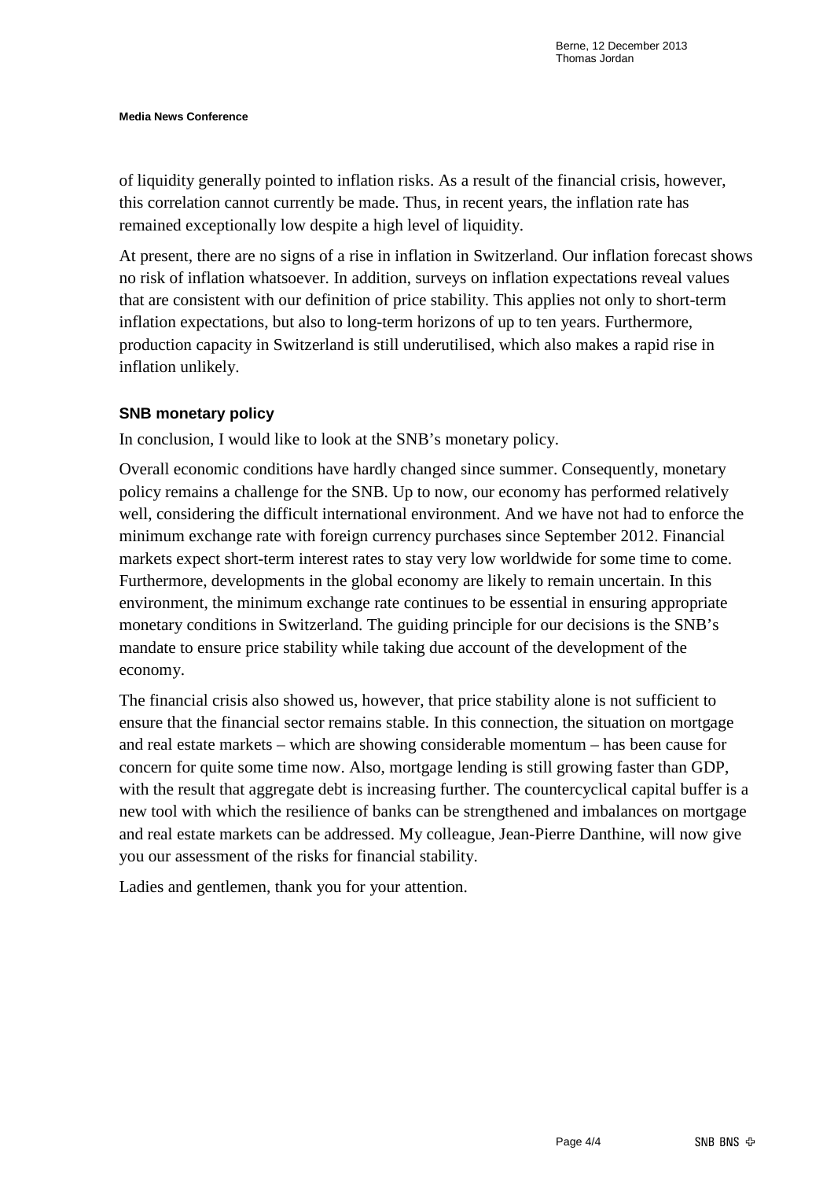of liquidity generally pointed to inflation risks. As a result of the financial crisis, however, this correlation cannot currently be made. Thus, in recent years, the inflation rate has remained exceptionally low despite a high level of liquidity.

At present, there are no signs of a rise in inflation in Switzerland. Our inflation forecast shows no risk of inflation whatsoever. In addition, surveys on inflation expectations reveal values that are consistent with our definition of price stability. This applies not only to short-term inflation expectations, but also to long-term horizons of up to ten years. Furthermore, production capacity in Switzerland is still underutilised, which also makes a rapid rise in inflation unlikely.

### SNB monetary policy

In conclusion, I would like to look at the SNB's monetary policy.

Overall economic conditions have hardly changed since summer. Consequently, monetary policy remains a challenge for the SNB. Up to now, our economy has performed relatively well, considering the difficult international environment. And we have not had to enforce the minimum exchange rate with foreign currency purchases since September 2012. Financial markets expect short-term interest rates to stay very low worldwide for some time to come. Furthermore, developments in the global economy are likely to remain uncertain. In this environment, the minimum exchange rate continues to be essential in ensuring appropriate monetary conditions in Switzerland. The guiding principle for our decisions is the SNB's mandate to ensure price stability while taking due account of the development of the economy.

The financial crisis also showed us, however, that price stability alone is not sufficient to ensure that the financial sector remains stable. In this connection, the situation on mortgage and real estate markets – which are showing considerable momentum – has been cause for concern for quite some time now. Also, mortgage lending is still growing faster than GDP, with the result that aggregate debt is increasing further. The countercyclical capital buffer is a new tool with which the resilience of banks can be strengthened and imbalances on mortgage and real estate markets can be addressed. My colleague, Jean-Pierre Danthine, will now give you our assessment of the risks for financial stability.

Ladies and gentlemen, thank you for your attention.